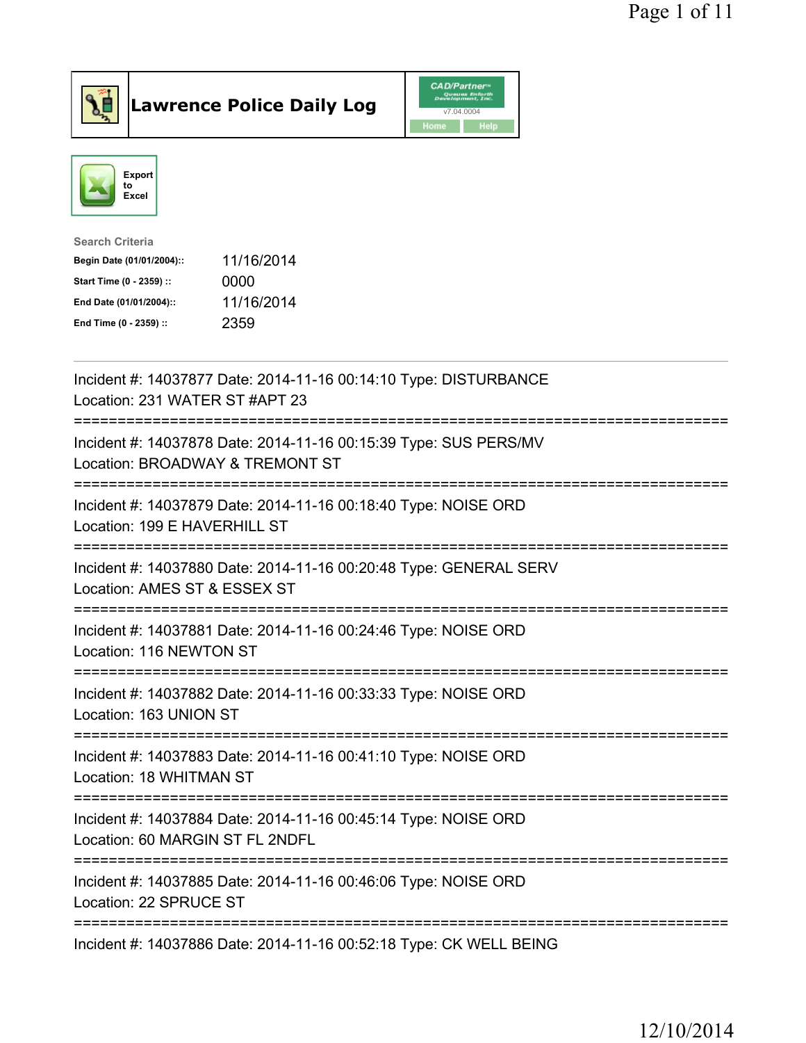# Lawrence Police Daily Log

Export to Excel

**Search Criteria**

| | |
|---|---|
| **Begin Date (01/01/2004)::** | 11/16/2014 |
| **Start Time (0 - 2359) ::** | 0000 |
| **End Date (01/01/2004)::** | 11/16/2014 |
| **End Time (0 - 2359) ::** | 2359 |

---

Incident #: 14037877 Date: 2014-11-16 00:14:10 Type: DISTURBANCE
Location: 231 WATER ST #APT 23

===========================================================================

Incident #: 14037878 Date: 2014-11-16 00:15:39 Type: SUS PERS/MV
Location: BROADWAY & TREMONT ST

===========================================================================

Incident #: 14037879 Date: 2014-11-16 00:18:40 Type: NOISE ORD
Location: 199 E HAVERHILL ST

===========================================================================

Incident #: 14037880 Date: 2014-11-16 00:20:48 Type: GENERAL SERV
Location: AMES ST & ESSEX ST

===========================================================================

Incident #: 14037881 Date: 2014-11-16 00:24:46 Type: NOISE ORD
Location: 116 NEWTON ST

===========================================================================

Incident #: 14037882 Date: 2014-11-16 00:33:33 Type: NOISE ORD
Location: 163 UNION ST

===========================================================================

Incident #: 14037883 Date: 2014-11-16 00:41:10 Type: NOISE ORD
Location: 18 WHITMAN ST

===========================================================================

Incident #: 14037884 Date: 2014-11-16 00:45:14 Type: NOISE ORD
Location: 60 MARGIN ST FL 2NDFL

===========================================================================

Incident #: 14037885 Date: 2014-11-16 00:46:06 Type: NOISE ORD
Location: 22 SPRUCE ST

===========================================================================

Incident #: 14037886 Date: 2014-11-16 00:52:18 Type: CK WELL BEING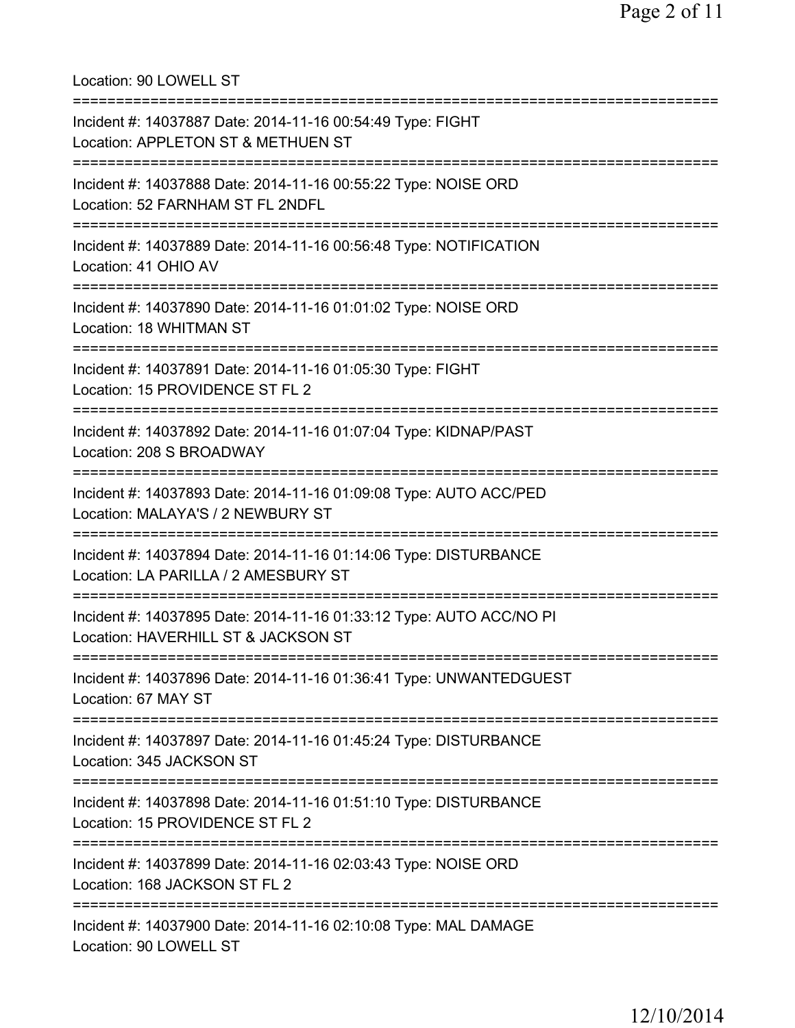Location: 90 LOWELL ST

===========================================================================

Incident #: 14037887 Date: 2014-11-16 00:54:49 Type: FIGHT
Location: APPLETON ST & METHUEN ST

===========================================================================

Incident #: 14037888 Date: 2014-11-16 00:55:22 Type: NOISE ORD
Location: 52 FARNHAM ST FL 2NDFL

===========================================================================

Incident #: 14037889 Date: 2014-11-16 00:56:48 Type: NOTIFICATION
Location: 41 OHIO AV

===========================================================================

Incident #: 14037890 Date: 2014-11-16 01:01:02 Type: NOISE ORD
Location: 18 WHITMAN ST

===========================================================================

Incident #: 14037891 Date: 2014-11-16 01:05:30 Type: FIGHT
Location: 15 PROVIDENCE ST FL 2

===========================================================================

Incident #: 14037892 Date: 2014-11-16 01:07:04 Type: KIDNAP/PAST
Location: 208 S BROADWAY

===========================================================================

Incident #: 14037893 Date: 2014-11-16 01:09:08 Type: AUTO ACC/PED
Location: MALAYA'S / 2 NEWBURY ST

===========================================================================

Incident #: 14037894 Date: 2014-11-16 01:14:06 Type: DISTURBANCE
Location: LA PARILLA / 2 AMESBURY ST

===========================================================================

Incident #: 14037895 Date: 2014-11-16 01:33:12 Type: AUTO ACC/NO PI
Location: HAVERHILL ST & JACKSON ST

===========================================================================

Incident #: 14037896 Date: 2014-11-16 01:36:41 Type: UNWANTEDGUEST
Location: 67 MAY ST

===========================================================================

Incident #: 14037897 Date: 2014-11-16 01:45:24 Type: DISTURBANCE
Location: 345 JACKSON ST

===========================================================================

Incident #: 14037898 Date: 2014-11-16 01:51:10 Type: DISTURBANCE
Location: 15 PROVIDENCE ST FL 2

===========================================================================

Incident #: 14037899 Date: 2014-11-16 02:03:43 Type: NOISE ORD
Location: 168 JACKSON ST FL 2

===========================================================================

Incident #: 14037900 Date: 2014-11-16 02:10:08 Type: MAL DAMAGE
Location: 90 LOWELL ST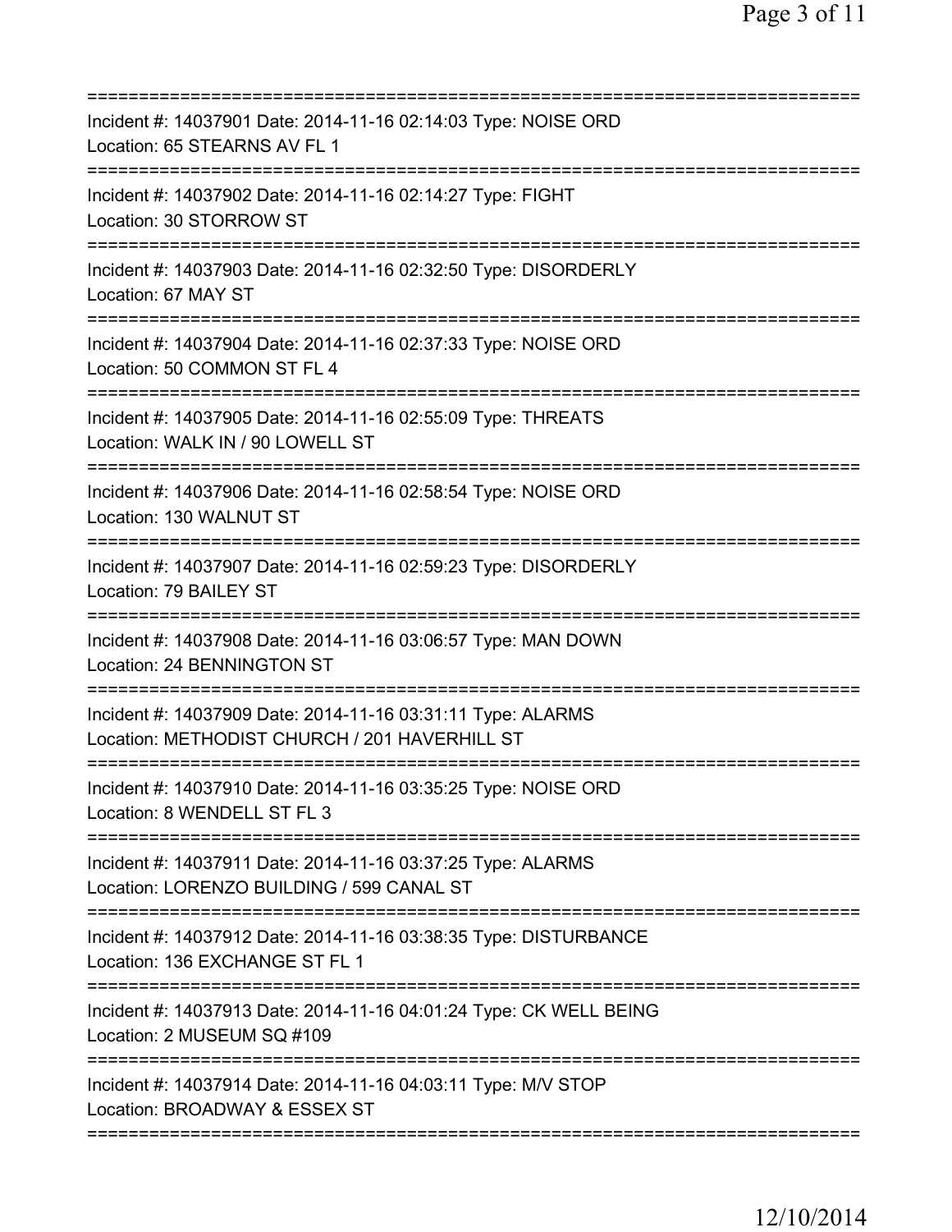===========================================================================
Incident #: 14037901 Date: 2014-11-16 02:14:03 Type: NOISE ORD
Location: 65 STEARNS AV FL 1
===========================================================================
Incident #: 14037902 Date: 2014-11-16 02:14:27 Type: FIGHT
Location: 30 STORROW ST
===========================================================================
Incident #: 14037903 Date: 2014-11-16 02:32:50 Type: DISORDERLY
Location: 67 MAY ST
===========================================================================
Incident #: 14037904 Date: 2014-11-16 02:37:33 Type: NOISE ORD
Location: 50 COMMON ST FL 4
===========================================================================
Incident #: 14037905 Date: 2014-11-16 02:55:09 Type: THREATS
Location: WALK IN / 90 LOWELL ST
===========================================================================
Incident #: 14037906 Date: 2014-11-16 02:58:54 Type: NOISE ORD
Location: 130 WALNUT ST
===========================================================================
Incident #: 14037907 Date: 2014-11-16 02:59:23 Type: DISORDERLY
Location: 79 BAILEY ST
===========================================================================
Incident #: 14037908 Date: 2014-11-16 03:06:57 Type: MAN DOWN
Location: 24 BENNINGTON ST
===========================================================================
Incident #: 14037909 Date: 2014-11-16 03:31:11 Type: ALARMS
Location: METHODIST CHURCH / 201 HAVERHILL ST
===========================================================================
Incident #: 14037910 Date: 2014-11-16 03:35:25 Type: NOISE ORD
Location: 8 WENDELL ST FL 3
===========================================================================
Incident #: 14037911 Date: 2014-11-16 03:37:25 Type: ALARMS
Location: LORENZO BUILDING / 599 CANAL ST
===========================================================================
Incident #: 14037912 Date: 2014-11-16 03:38:35 Type: DISTURBANCE
Location: 136 EXCHANGE ST FL 1
===========================================================================
Incident #: 14037913 Date: 2014-11-16 04:01:24 Type: CK WELL BEING
Location: 2 MUSEUM SQ #109
===========================================================================
Incident #: 14037914 Date: 2014-11-16 04:03:11 Type: M/V STOP
Location: BROADWAY & ESSEX ST
===========================================================================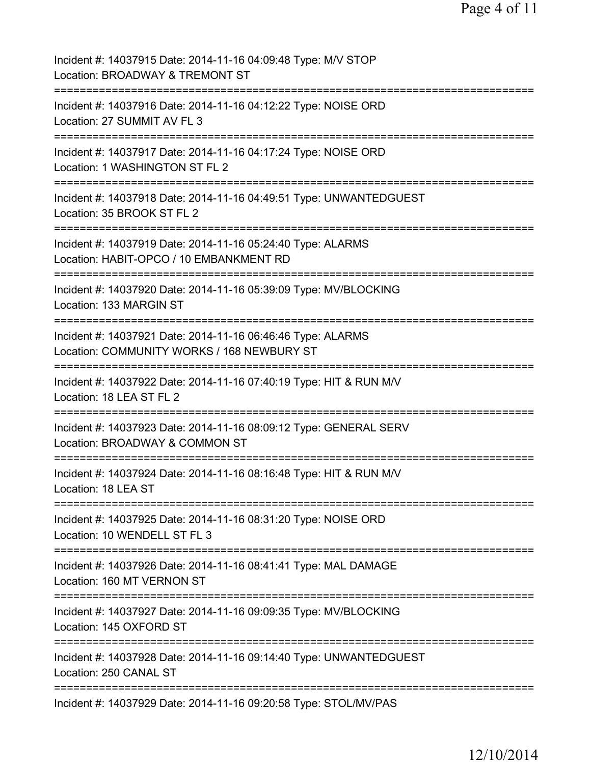Incident #: 14037915 Date: 2014-11-16 04:09:48 Type: M/V STOP
Location: BROADWAY & TREMONT ST
===========================================================================
Incident #: 14037916 Date: 2014-11-16 04:12:22 Type: NOISE ORD
Location: 27 SUMMIT AV FL 3
===========================================================================
Incident #: 14037917 Date: 2014-11-16 04:17:24 Type: NOISE ORD
Location: 1 WASHINGTON ST FL 2
===========================================================================
Incident #: 14037918 Date: 2014-11-16 04:49:51 Type: UNWANTEDGUEST
Location: 35 BROOK ST FL 2
===========================================================================
Incident #: 14037919 Date: 2014-11-16 05:24:40 Type: ALARMS
Location: HABIT-OPCO / 10 EMBANKMENT RD
===========================================================================
Incident #: 14037920 Date: 2014-11-16 05:39:09 Type: MV/BLOCKING
Location: 133 MARGIN ST
===========================================================================
Incident #: 14037921 Date: 2014-11-16 06:46:46 Type: ALARMS
Location: COMMUNITY WORKS / 168 NEWBURY ST
===========================================================================
Incident #: 14037922 Date: 2014-11-16 07:40:19 Type: HIT & RUN M/V
Location: 18 LEA ST FL 2
===========================================================================
Incident #: 14037923 Date: 2014-11-16 08:09:12 Type: GENERAL SERV
Location: BROADWAY & COMMON ST
===========================================================================
Incident #: 14037924 Date: 2014-11-16 08:16:48 Type: HIT & RUN M/V
Location: 18 LEA ST
===========================================================================
Incident #: 14037925 Date: 2014-11-16 08:31:20 Type: NOISE ORD
Location: 10 WENDELL ST FL 3
===========================================================================
Incident #: 14037926 Date: 2014-11-16 08:41:41 Type: MAL DAMAGE
Location: 160 MT VERNON ST
===========================================================================
Incident #: 14037927 Date: 2014-11-16 09:09:35 Type: MV/BLOCKING
Location: 145 OXFORD ST
===========================================================================
Incident #: 14037928 Date: 2014-11-16 09:14:40 Type: UNWANTEDGUEST
Location: 250 CANAL ST
===========================================================================
Incident #: 14037929 Date: 2014-11-16 09:20:58 Type: STOL/MV/PAS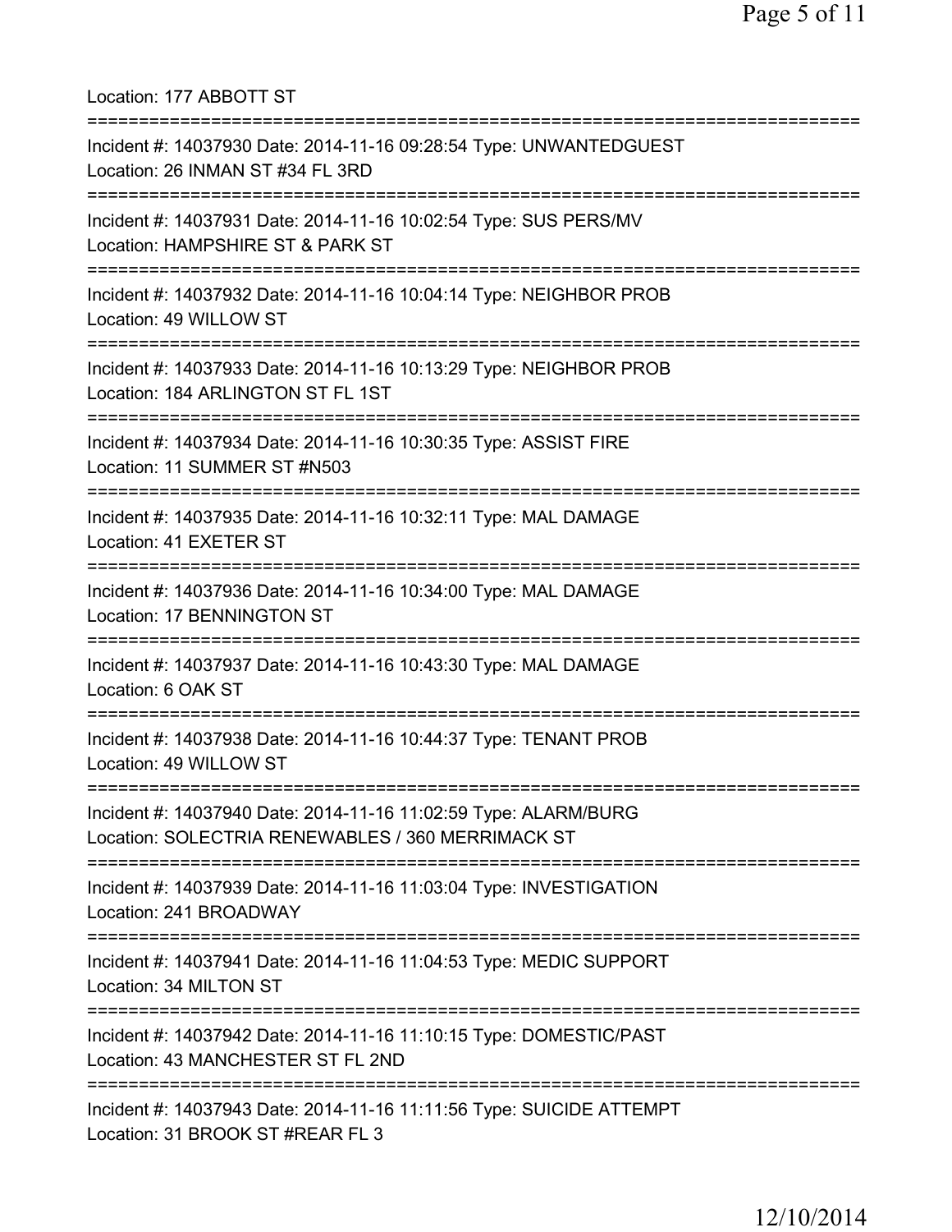Location: 177 ABBOTT ST

===========================================================================

Incident #: 14037930 Date: 2014-11-16 09:28:54 Type: UNWANTEDGUEST
Location: 26 INMAN ST #34 FL 3RD

===========================================================================

Incident #: 14037931 Date: 2014-11-16 10:02:54 Type: SUS PERS/MV
Location: HAMPSHIRE ST & PARK ST

===========================================================================

Incident #: 14037932 Date: 2014-11-16 10:04:14 Type: NEIGHBOR PROB
Location: 49 WILLOW ST

===========================================================================

Incident #: 14037933 Date: 2014-11-16 10:13:29 Type: NEIGHBOR PROB
Location: 184 ARLINGTON ST FL 1ST

===========================================================================

Incident #: 14037934 Date: 2014-11-16 10:30:35 Type: ASSIST FIRE
Location: 11 SUMMER ST #N503

===========================================================================

Incident #: 14037935 Date: 2014-11-16 10:32:11 Type: MAL DAMAGE
Location: 41 EXETER ST

===========================================================================

Incident #: 14037936 Date: 2014-11-16 10:34:00 Type: MAL DAMAGE
Location: 17 BENNINGTON ST

===========================================================================

Incident #: 14037937 Date: 2014-11-16 10:43:30 Type: MAL DAMAGE
Location: 6 OAK ST

===========================================================================

Incident #: 14037938 Date: 2014-11-16 10:44:37 Type: TENANT PROB
Location: 49 WILLOW ST

===========================================================================

Incident #: 14037940 Date: 2014-11-16 11:02:59 Type: ALARM/BURG
Location: SOLECTRIA RENEWABLES / 360 MERRIMACK ST

===========================================================================

Incident #: 14037939 Date: 2014-11-16 11:03:04 Type: INVESTIGATION
Location: 241 BROADWAY

===========================================================================

Incident #: 14037941 Date: 2014-11-16 11:04:53 Type: MEDIC SUPPORT
Location: 34 MILTON ST

===========================================================================

Incident #: 14037942 Date: 2014-11-16 11:10:15 Type: DOMESTIC/PAST
Location: 43 MANCHESTER ST FL 2ND

===========================================================================

Incident #: 14037943 Date: 2014-11-16 11:11:56 Type: SUICIDE ATTEMPT
Location: 31 BROOK ST #REAR FL 3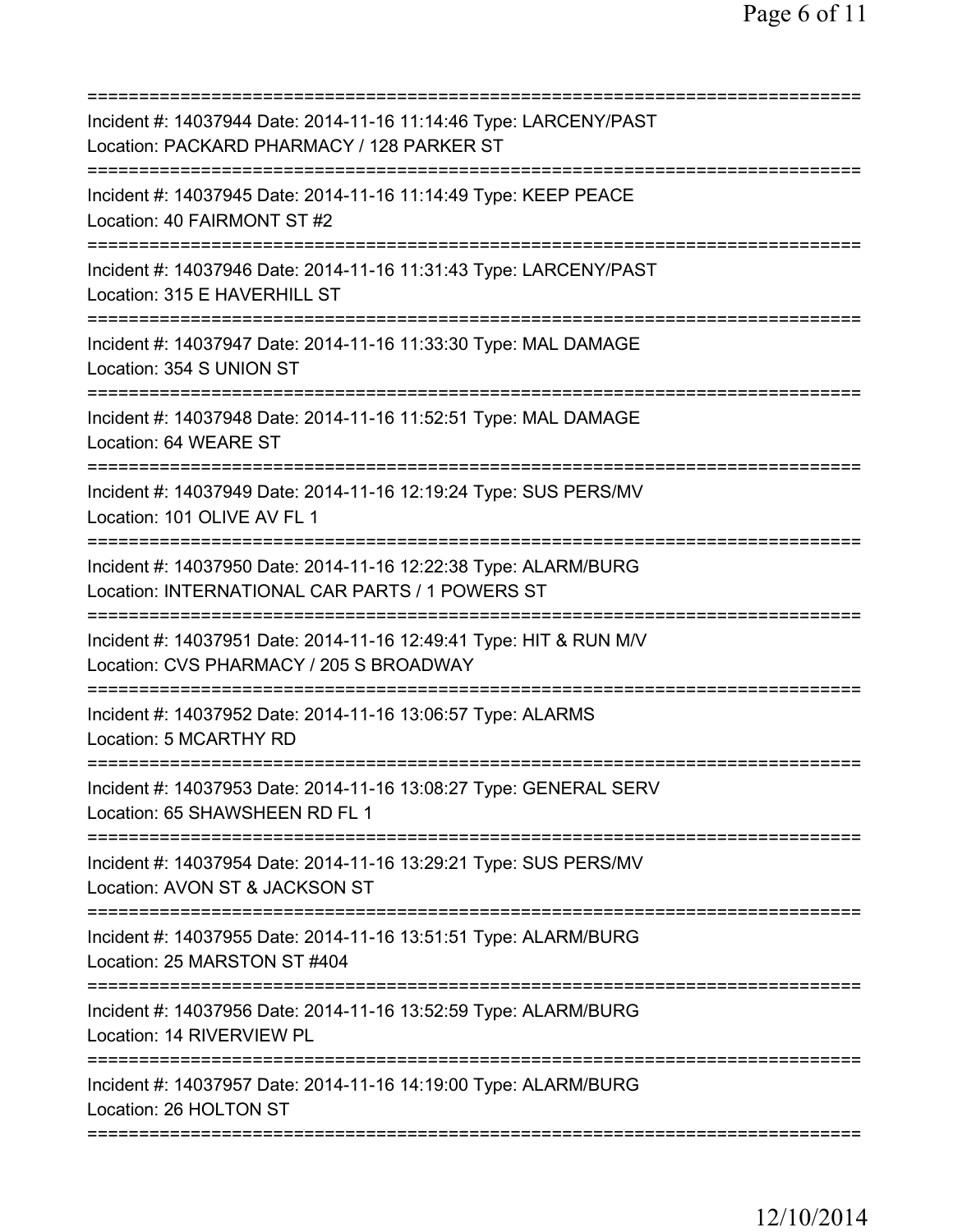===========================================================================

Incident #: 14037944 Date: 2014-11-16 11:14:46 Type: LARCENY/PAST
Location: PACKARD PHARMACY / 128 PARKER ST

===========================================================================

Incident #: 14037945 Date: 2014-11-16 11:14:49 Type: KEEP PEACE
Location: 40 FAIRMONT ST #2

===========================================================================

Incident #: 14037946 Date: 2014-11-16 11:31:43 Type: LARCENY/PAST
Location: 315 E HAVERHILL ST

===========================================================================

Incident #: 14037947 Date: 2014-11-16 11:33:30 Type: MAL DAMAGE
Location: 354 S UNION ST

===========================================================================

Incident #: 14037948 Date: 2014-11-16 11:52:51 Type: MAL DAMAGE
Location: 64 WEARE ST

===========================================================================

Incident #: 14037949 Date: 2014-11-16 12:19:24 Type: SUS PERS/MV
Location: 101 OLIVE AV FL 1

===========================================================================

Incident #: 14037950 Date: 2014-11-16 12:22:38 Type: ALARM/BURG
Location: INTERNATIONAL CAR PARTS / 1 POWERS ST

===========================================================================

Incident #: 14037951 Date: 2014-11-16 12:49:41 Type: HIT & RUN M/V
Location: CVS PHARMACY / 205 S BROADWAY

===========================================================================

Incident #: 14037952 Date: 2014-11-16 13:06:57 Type: ALARMS
Location: 5 MCARTHY RD

===========================================================================

Incident #: 14037953 Date: 2014-11-16 13:08:27 Type: GENERAL SERV
Location: 65 SHAWSHEEN RD FL 1

===========================================================================

Incident #: 14037954 Date: 2014-11-16 13:29:21 Type: SUS PERS/MV
Location: AVON ST & JACKSON ST

===========================================================================

Incident #: 14037955 Date: 2014-11-16 13:51:51 Type: ALARM/BURG
Location: 25 MARSTON ST #404

===========================================================================

Incident #: 14037956 Date: 2014-11-16 13:52:59 Type: ALARM/BURG
Location: 14 RIVERVIEW PL

===========================================================================

Incident #: 14037957 Date: 2014-11-16 14:19:00 Type: ALARM/BURG
Location: 26 HOLTON ST

===========================================================================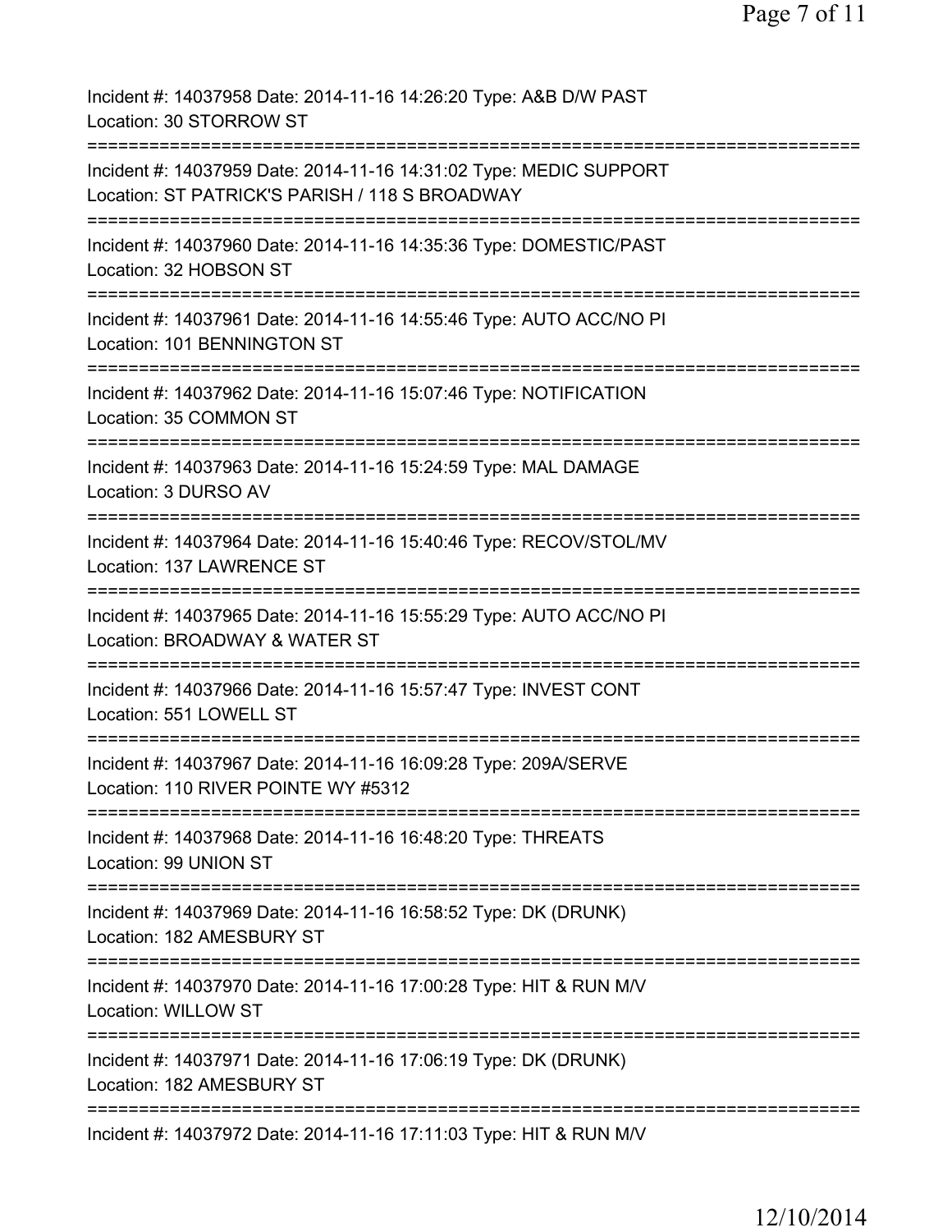Incident #: 14037958 Date: 2014-11-16 14:26:20 Type: A&B D/W PAST
Location: 30 STORROW ST

===========================================================================

Incident #: 14037959 Date: 2014-11-16 14:31:02 Type: MEDIC SUPPORT
Location: ST PATRICK'S PARISH / 118 S BROADWAY

===========================================================================

Incident #: 14037960 Date: 2014-11-16 14:35:36 Type: DOMESTIC/PAST
Location: 32 HOBSON ST

===========================================================================

Incident #: 14037961 Date: 2014-11-16 14:55:46 Type: AUTO ACC/NO PI
Location: 101 BENNINGTON ST

===========================================================================

Incident #: 14037962 Date: 2014-11-16 15:07:46 Type: NOTIFICATION
Location: 35 COMMON ST

===========================================================================

Incident #: 14037963 Date: 2014-11-16 15:24:59 Type: MAL DAMAGE
Location: 3 DURSO AV

===========================================================================

Incident #: 14037964 Date: 2014-11-16 15:40:46 Type: RECOV/STOL/MV
Location: 137 LAWRENCE ST

===========================================================================

Incident #: 14037965 Date: 2014-11-16 15:55:29 Type: AUTO ACC/NO PI
Location: BROADWAY & WATER ST

===========================================================================

Incident #: 14037966 Date: 2014-11-16 15:57:47 Type: INVEST CONT
Location: 551 LOWELL ST

===========================================================================

Incident #: 14037967 Date: 2014-11-16 16:09:28 Type: 209A/SERVE
Location: 110 RIVER POINTE WY #5312

===========================================================================

Incident #: 14037968 Date: 2014-11-16 16:48:20 Type: THREATS
Location: 99 UNION ST

===========================================================================

Incident #: 14037969 Date: 2014-11-16 16:58:52 Type: DK (DRUNK)
Location: 182 AMESBURY ST

===========================================================================

Incident #: 14037970 Date: 2014-11-16 17:00:28 Type: HIT & RUN M/V
Location: WILLOW ST

===========================================================================

Incident #: 14037971 Date: 2014-11-16 17:06:19 Type: DK (DRUNK)
Location: 182 AMESBURY ST

===========================================================================

Incident #: 14037972 Date: 2014-11-16 17:11:03 Type: HIT & RUN M/V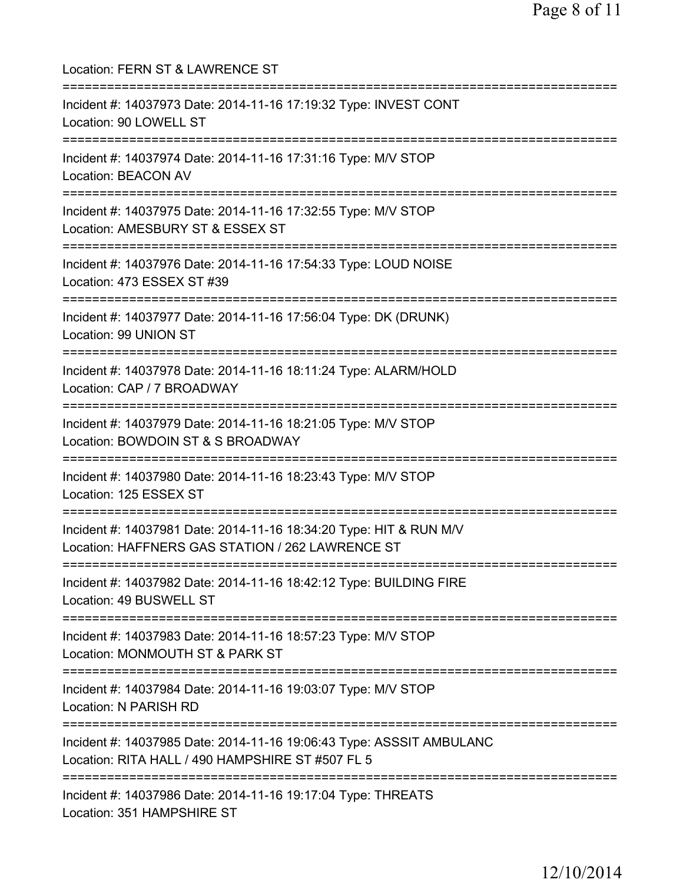Location: FERN ST & LAWRENCE ST

===========================================================================

Incident #: 14037973 Date: 2014-11-16 17:19:32 Type: INVEST CONT
Location: 90 LOWELL ST

===========================================================================

Incident #: 14037974 Date: 2014-11-16 17:31:16 Type: M/V STOP
Location: BEACON AV

===========================================================================

Incident #: 14037975 Date: 2014-11-16 17:32:55 Type: M/V STOP
Location: AMESBURY ST & ESSEX ST

===========================================================================

Incident #: 14037976 Date: 2014-11-16 17:54:33 Type: LOUD NOISE
Location: 473 ESSEX ST #39

===========================================================================

Incident #: 14037977 Date: 2014-11-16 17:56:04 Type: DK (DRUNK)
Location: 99 UNION ST

===========================================================================

Incident #: 14037978 Date: 2014-11-16 18:11:24 Type: ALARM/HOLD
Location: CAP / 7 BROADWAY

===========================================================================

Incident #: 14037979 Date: 2014-11-16 18:21:05 Type: M/V STOP
Location: BOWDOIN ST & S BROADWAY

===========================================================================

Incident #: 14037980 Date: 2014-11-16 18:23:43 Type: M/V STOP
Location: 125 ESSEX ST

===========================================================================

Incident #: 14037981 Date: 2014-11-16 18:34:20 Type: HIT & RUN M/V
Location: HAFFNERS GAS STATION / 262 LAWRENCE ST

===========================================================================

Incident #: 14037982 Date: 2014-11-16 18:42:12 Type: BUILDING FIRE
Location: 49 BUSWELL ST

===========================================================================

Incident #: 14037983 Date: 2014-11-16 18:57:23 Type: M/V STOP
Location: MONMOUTH ST & PARK ST

===========================================================================

Incident #: 14037984 Date: 2014-11-16 19:03:07 Type: M/V STOP
Location: N PARISH RD

===========================================================================

Incident #: 14037985 Date: 2014-11-16 19:06:43 Type: ASSSIT AMBULANC
Location: RITA HALL / 490 HAMPSHIRE ST #507 FL 5

===========================================================================

Incident #: 14037986 Date: 2014-11-16 19:17:04 Type: THREATS
Location: 351 HAMPSHIRE ST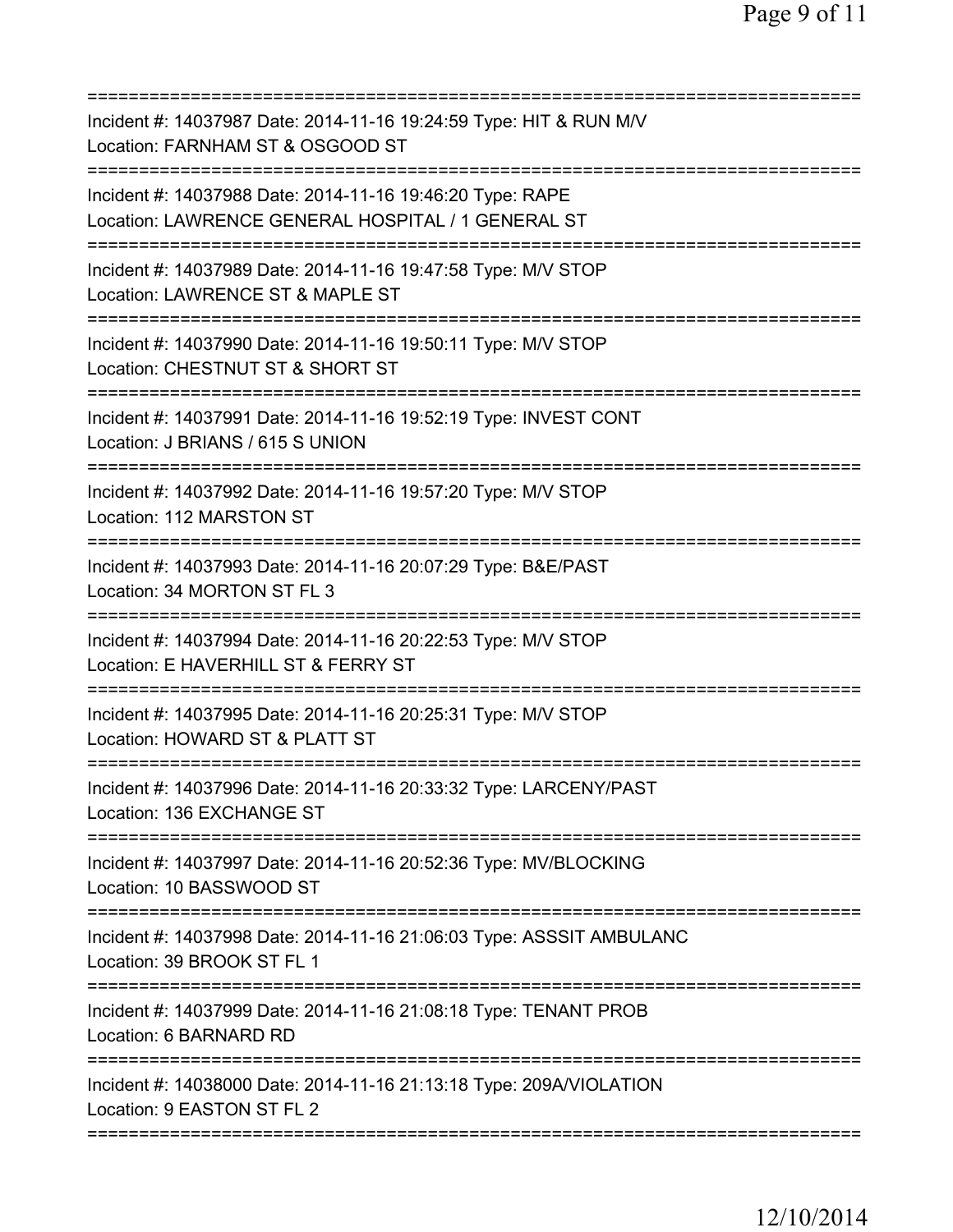===========================================================================
Incident #: 14037987 Date: 2014-11-16 19:24:59 Type: HIT & RUN M/V
Location: FARNHAM ST & OSGOOD ST
===========================================================================
Incident #: 14037988 Date: 2014-11-16 19:46:20 Type: RAPE
Location: LAWRENCE GENERAL HOSPITAL / 1 GENERAL ST
===========================================================================
Incident #: 14037989 Date: 2014-11-16 19:47:58 Type: M/V STOP
Location: LAWRENCE ST & MAPLE ST
===========================================================================
Incident #: 14037990 Date: 2014-11-16 19:50:11 Type: M/V STOP
Location: CHESTNUT ST & SHORT ST
===========================================================================
Incident #: 14037991 Date: 2014-11-16 19:52:19 Type: INVEST CONT
Location: J BRIANS / 615 S UNION
===========================================================================
Incident #: 14037992 Date: 2014-11-16 19:57:20 Type: M/V STOP
Location: 112 MARSTON ST
===========================================================================
Incident #: 14037993 Date: 2014-11-16 20:07:29 Type: B&E/PAST
Location: 34 MORTON ST FL 3
===========================================================================
Incident #: 14037994 Date: 2014-11-16 20:22:53 Type: M/V STOP
Location: E HAVERHILL ST & FERRY ST
===========================================================================
Incident #: 14037995 Date: 2014-11-16 20:25:31 Type: M/V STOP
Location: HOWARD ST & PLATT ST
===========================================================================
Incident #: 14037996 Date: 2014-11-16 20:33:32 Type: LARCENY/PAST
Location: 136 EXCHANGE ST
===========================================================================
Incident #: 14037997 Date: 2014-11-16 20:52:36 Type: MV/BLOCKING
Location: 10 BASSWOOD ST
===========================================================================
Incident #: 14037998 Date: 2014-11-16 21:06:03 Type: ASSSIT AMBULANC
Location: 39 BROOK ST FL 1
===========================================================================
Incident #: 14037999 Date: 2014-11-16 21:08:18 Type: TENANT PROB
Location: 6 BARNARD RD
===========================================================================
Incident #: 14038000 Date: 2014-11-16 21:13:18 Type: 209A/VIOLATION
Location: 9 EASTON ST FL 2
===========================================================================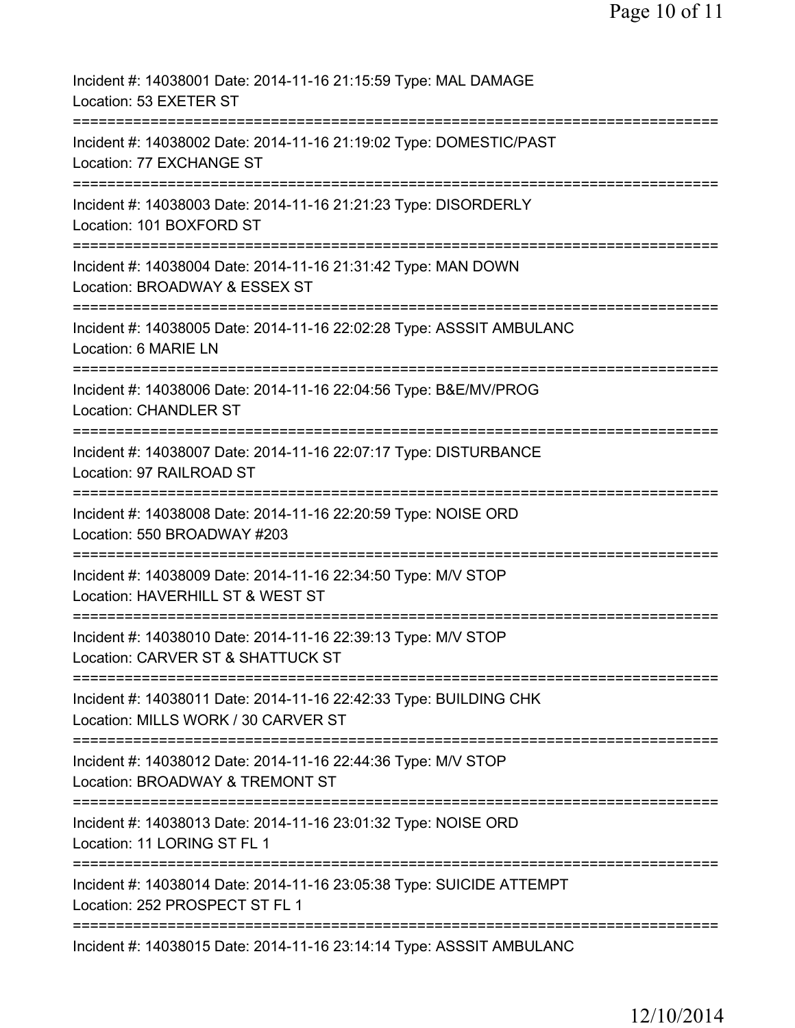Incident #: 14038001 Date: 2014-11-16 21:15:59 Type: MAL DAMAGE
Location: 53 EXETER ST
===========================================================================
Incident #: 14038002 Date: 2014-11-16 21:19:02 Type: DOMESTIC/PAST
Location: 77 EXCHANGE ST
===========================================================================
Incident #: 14038003 Date: 2014-11-16 21:21:23 Type: DISORDERLY
Location: 101 BOXFORD ST
===========================================================================
Incident #: 14038004 Date: 2014-11-16 21:31:42 Type: MAN DOWN
Location: BROADWAY & ESSEX ST
===========================================================================
Incident #: 14038005 Date: 2014-11-16 22:02:28 Type: ASSSIT AMBULANC
Location: 6 MARIE LN
===========================================================================
Incident #: 14038006 Date: 2014-11-16 22:04:56 Type: B&E/MV/PROG
Location: CHANDLER ST
===========================================================================
Incident #: 14038007 Date: 2014-11-16 22:07:17 Type: DISTURBANCE
Location: 97 RAILROAD ST
===========================================================================
Incident #: 14038008 Date: 2014-11-16 22:20:59 Type: NOISE ORD
Location: 550 BROADWAY #203
===========================================================================
Incident #: 14038009 Date: 2014-11-16 22:34:50 Type: M/V STOP
Location: HAVERHILL ST & WEST ST
===========================================================================
Incident #: 14038010 Date: 2014-11-16 22:39:13 Type: M/V STOP
Location: CARVER ST & SHATTUCK ST
===========================================================================
Incident #: 14038011 Date: 2014-11-16 22:42:33 Type: BUILDING CHK
Location: MILLS WORK / 30 CARVER ST
===========================================================================
Incident #: 14038012 Date: 2014-11-16 22:44:36 Type: M/V STOP
Location: BROADWAY & TREMONT ST
===========================================================================
Incident #: 14038013 Date: 2014-11-16 23:01:32 Type: NOISE ORD
Location: 11 LORING ST FL 1
===========================================================================
Incident #: 14038014 Date: 2014-11-16 23:05:38 Type: SUICIDE ATTEMPT
Location: 252 PROSPECT ST FL 1
===========================================================================
Incident #: 14038015 Date: 2014-11-16 23:14:14 Type: ASSSIT AMBULANC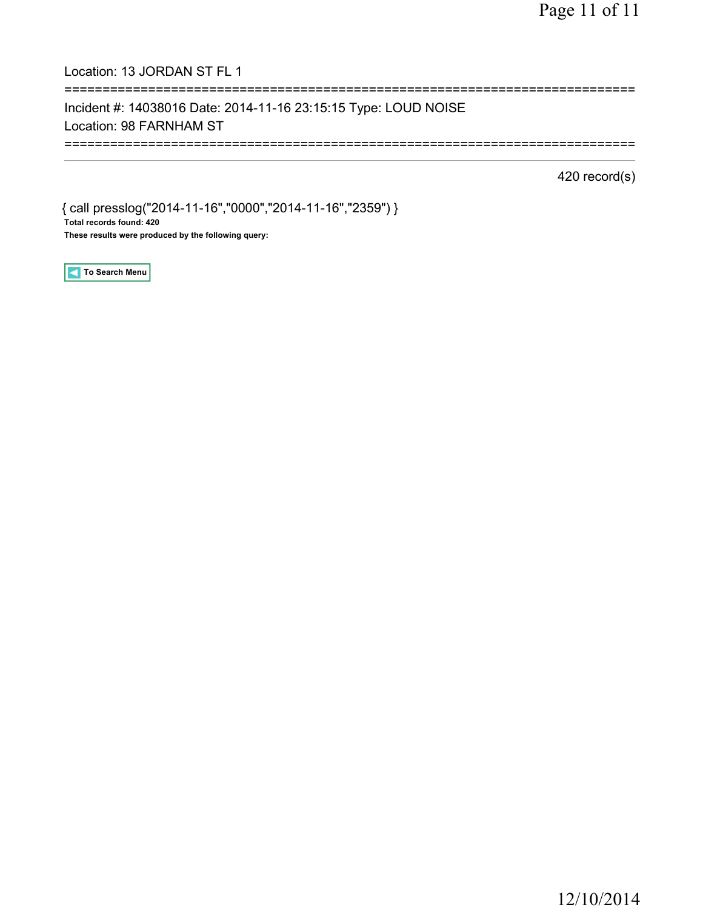Location: 13 JORDAN ST FL 1

===========================================================================

Incident #: 14038016 Date: 2014-11-16 23:15:15 Type: LOUD NOISE

Location: 98 FARNHAM ST

===========================================================================

---

420 record(s)

{ call presslog("2014-11-16","0000","2014-11-16","2359") }

**Total records found: 420**

**These results were produced by the following query:**

**To Search Menu**